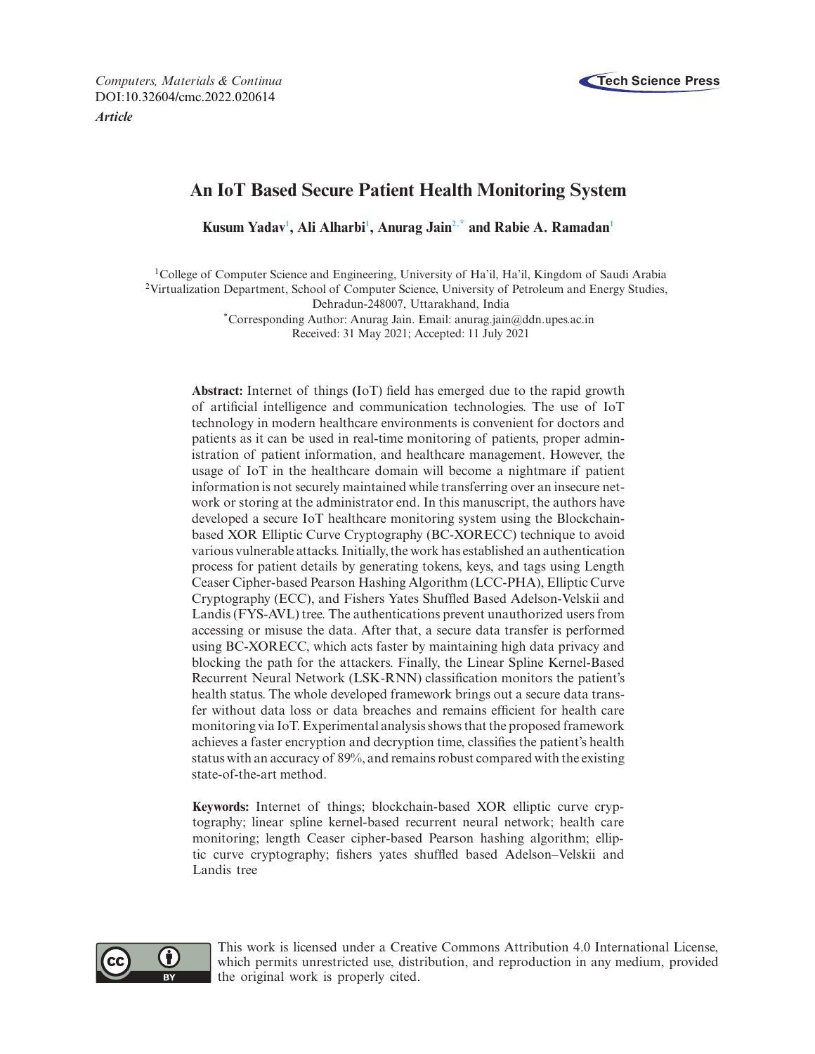*Computers, Materials & Continua*
DOI:10.32604/cmc.2022.020614
***Article***

# An IoT Based Secure Patient Health Monitoring System

**Kusum Yadav[1], Ali Alharbi[1], Anurag Jain[2,*] and Rabie A. Ramadan[1]**

[1]College of Computer Science and Engineering, University of Ha'il, Ha'il, Kingdom of Saudi Arabia
[2]Virtualization Department, School of Computer Science, University of Petroleum and Energy Studies, Dehradun-248007, Uttarakhand, India
[*]Corresponding Author: Anurag Jain. Email: anurag.jain@ddn.upes.ac.in
Received: 31 May 2021; Accepted: 11 July 2021

**Abstract:** Internet of things (IoT) field has emerged due to the rapid growth of artificial intelligence and communication technologies. The use of IoT technology in modern healthcare environments is convenient for doctors and patients as it can be used in real-time monitoring of patients, proper administration of patient information, and healthcare management. However, the usage of IoT in the healthcare domain will become a nightmare if patient information is not securely maintained while transferring over an insecure network or storing at the administrator end. In this manuscript, the authors have developed a secure IoT healthcare monitoring system using the Blockchain-based XOR Elliptic Curve Cryptography (BC-XORECC) technique to avoid various vulnerable attacks. Initially, the work has established an authentication process for patient details by generating tokens, keys, and tags using Length Ceaser Cipher-based Pearson Hashing Algorithm (LCC-PHA), Elliptic Curve Cryptography (ECC), and Fishers Yates Shuffled Based Adelson-Velskii and Landis (FYS-AVL) tree. The authentications prevent unauthorized users from accessing or misuse the data. After that, a secure data transfer is performed using BC-XORECC, which acts faster by maintaining high data privacy and blocking the path for the attackers. Finally, the Linear Spline Kernel-Based Recurrent Neural Network (LSK-RNN) classification monitors the patient's health status. The whole developed framework brings out a secure data transfer without data loss or data breaches and remains efficient for health care monitoring via IoT. Experimental analysis shows that the proposed framework achieves a faster encryption and decryption time, classifies the patient's health status with an accuracy of 89%, and remains robust compared with the existing state-of-the-art method.

**Keywords:** Internet of things; blockchain-based XOR elliptic curve cryptography; linear spline kernel-based recurrent neural network; health care monitoring; length Ceaser cipher-based Pearson hashing algorithm; elliptic curve cryptography; fishers yates shuffled based Adelson–Velskii and Landis tree

This work is licensed under a Creative Commons Attribution 4.0 International License, which permits unrestricted use, distribution, and reproduction in any medium, provided the original work is properly cited.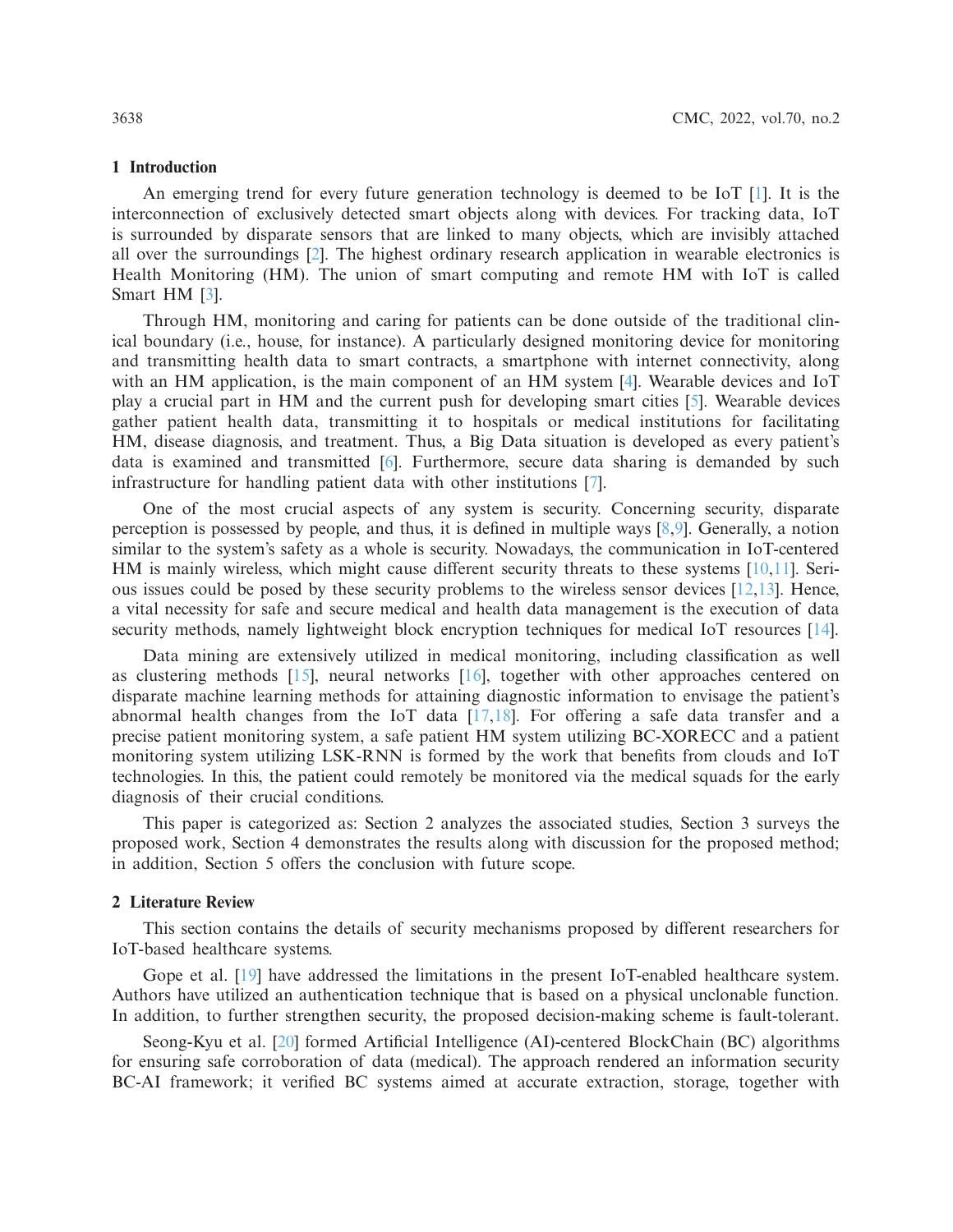## 1 Introduction

An emerging trend for every future generation technology is deemed to be IoT [1]. It is the interconnection of exclusively detected smart objects along with devices. For tracking data, IoT is surrounded by disparate sensors that are linked to many objects, which are invisibly attached all over the surroundings [2]. The highest ordinary research application in wearable electronics is Health Monitoring (HM). The union of smart computing and remote HM with IoT is called Smart HM [3].

Through HM, monitoring and caring for patients can be done outside of the traditional clinical boundary (i.e., house, for instance). A particularly designed monitoring device for monitoring and transmitting health data to smart contracts, a smartphone with internet connectivity, along with an HM application, is the main component of an HM system [4]. Wearable devices and IoT play a crucial part in HM and the current push for developing smart cities [5]. Wearable devices gather patient health data, transmitting it to hospitals or medical institutions for facilitating HM, disease diagnosis, and treatment. Thus, a Big Data situation is developed as every patient's data is examined and transmitted [6]. Furthermore, secure data sharing is demanded by such infrastructure for handling patient data with other institutions [7].

One of the most crucial aspects of any system is security. Concerning security, disparate perception is possessed by people, and thus, it is defined in multiple ways [8,9]. Generally, a notion similar to the system's safety as a whole is security. Nowadays, the communication in IoT-centered HM is mainly wireless, which might cause different security threats to these systems [10,11]. Serious issues could be posed by these security problems to the wireless sensor devices [12,13]. Hence, a vital necessity for safe and secure medical and health data management is the execution of data security methods, namely lightweight block encryption techniques for medical IoT resources [14].

Data mining are extensively utilized in medical monitoring, including classification as well as clustering methods [15], neural networks [16], together with other approaches centered on disparate machine learning methods for attaining diagnostic information to envisage the patient's abnormal health changes from the IoT data [17,18]. For offering a safe data transfer and a precise patient monitoring system, a safe patient HM system utilizing BC-XORECC and a patient monitoring system utilizing LSK-RNN is formed by the work that benefits from clouds and IoT technologies. In this, the patient could remotely be monitored via the medical squads for the early diagnosis of their crucial conditions.

This paper is categorized as: Section 2 analyzes the associated studies, Section 3 surveys the proposed work, Section 4 demonstrates the results along with discussion for the proposed method; in addition, Section 5 offers the conclusion with future scope.

## 2 Literature Review

This section contains the details of security mechanisms proposed by different researchers for IoT-based healthcare systems.

Gope et al. [19] have addressed the limitations in the present IoT-enabled healthcare system. Authors have utilized an authentication technique that is based on a physical unclonable function. In addition, to further strengthen security, the proposed decision-making scheme is fault-tolerant.

Seong-Kyu et al. [20] formed Artificial Intelligence (AI)-centered BlockChain (BC) algorithms for ensuring safe corroboration of data (medical). The approach rendered an information security BC-AI framework; it verified BC systems aimed at accurate extraction, storage, together with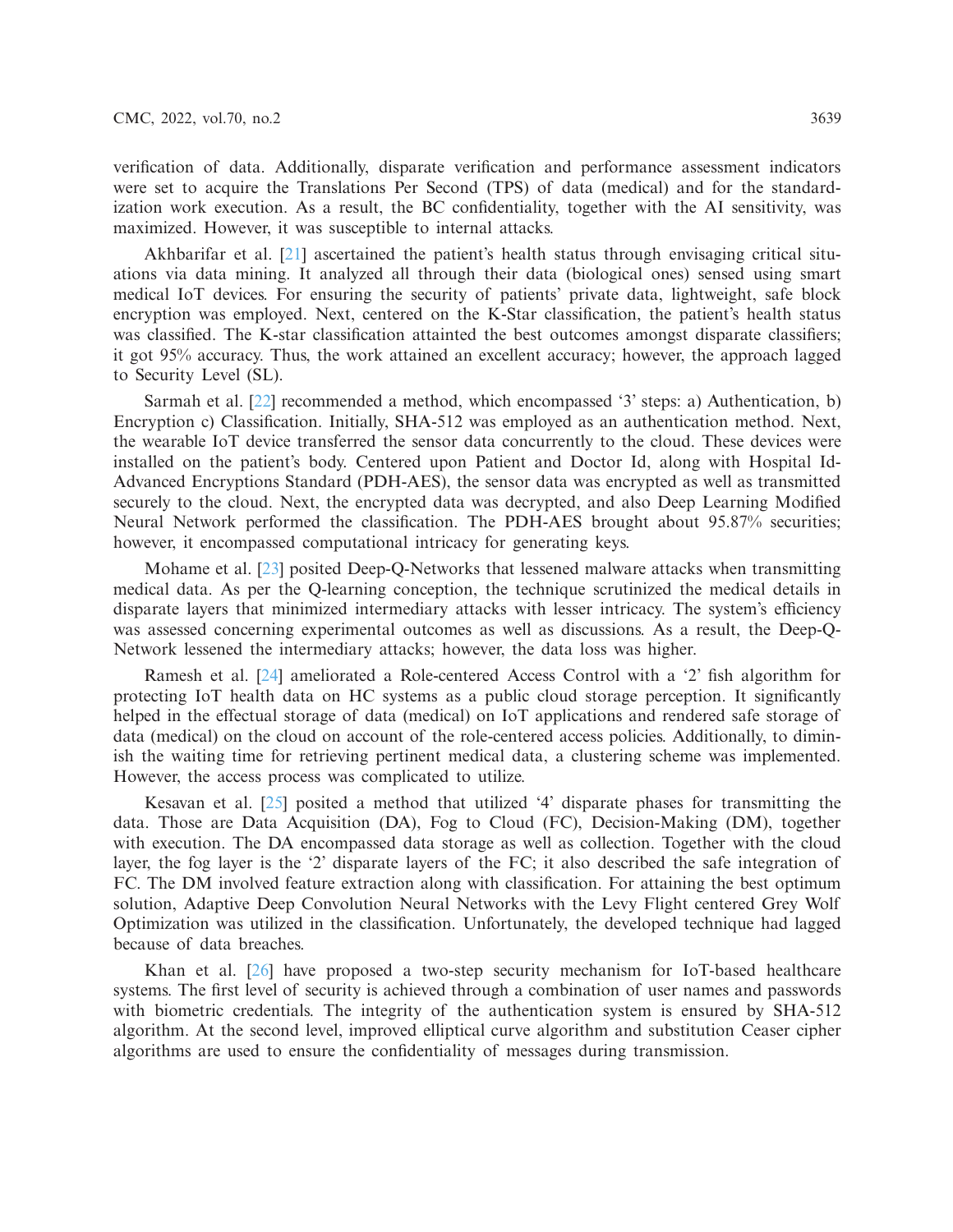verification of data. Additionally, disparate verification and performance assessment indicators were set to acquire the Translations Per Second (TPS) of data (medical) and for the standardization work execution. As a result, the BC confidentiality, together with the AI sensitivity, was maximized. However, it was susceptible to internal attacks.

Akhbarifar et al. [21] ascertained the patient's health status through envisaging critical situations via data mining. It analyzed all through their data (biological ones) sensed using smart medical IoT devices. For ensuring the security of patients' private data, lightweight, safe block encryption was employed. Next, centered on the K-Star classification, the patient's health status was classified. The K-star classification attainted the best outcomes amongst disparate classifiers; it got 95% accuracy. Thus, the work attained an excellent accuracy; however, the approach lagged to Security Level (SL).

Sarmah et al. [22] recommended a method, which encompassed '3' steps: a) Authentication, b) Encryption c) Classification. Initially, SHA-512 was employed as an authentication method. Next, the wearable IoT device transferred the sensor data concurrently to the cloud. These devices were installed on the patient's body. Centered upon Patient and Doctor Id, along with Hospital Id-Advanced Encryptions Standard (PDH-AES), the sensor data was encrypted as well as transmitted securely to the cloud. Next, the encrypted data was decrypted, and also Deep Learning Modified Neural Network performed the classification. The PDH-AES brought about 95.87% securities; however, it encompassed computational intricacy for generating keys.

Mohame et al. [23] posited Deep-Q-Networks that lessened malware attacks when transmitting medical data. As per the Q-learning conception, the technique scrutinized the medical details in disparate layers that minimized intermediary attacks with lesser intricacy. The system's efficiency was assessed concerning experimental outcomes as well as discussions. As a result, the Deep-Q-Network lessened the intermediary attacks; however, the data loss was higher.

Ramesh et al. [24] ameliorated a Role-centered Access Control with a '2' fish algorithm for protecting IoT health data on HC systems as a public cloud storage perception. It significantly helped in the effectual storage of data (medical) on IoT applications and rendered safe storage of data (medical) on the cloud on account of the role-centered access policies. Additionally, to diminish the waiting time for retrieving pertinent medical data, a clustering scheme was implemented. However, the access process was complicated to utilize.

Kesavan et al. [25] posited a method that utilized '4' disparate phases for transmitting the data. Those are Data Acquisition (DA), Fog to Cloud (FC), Decision-Making (DM), together with execution. The DA encompassed data storage as well as collection. Together with the cloud layer, the fog layer is the '2' disparate layers of the FC; it also described the safe integration of FC. The DM involved feature extraction along with classification. For attaining the best optimum solution, Adaptive Deep Convolution Neural Networks with the Levy Flight centered Grey Wolf Optimization was utilized in the classification. Unfortunately, the developed technique had lagged because of data breaches.

Khan et al. [26] have proposed a two-step security mechanism for IoT-based healthcare systems. The first level of security is achieved through a combination of user names and passwords with biometric credentials. The integrity of the authentication system is ensured by SHA-512 algorithm. At the second level, improved elliptical curve algorithm and substitution Ceaser cipher algorithms are used to ensure the confidentiality of messages during transmission.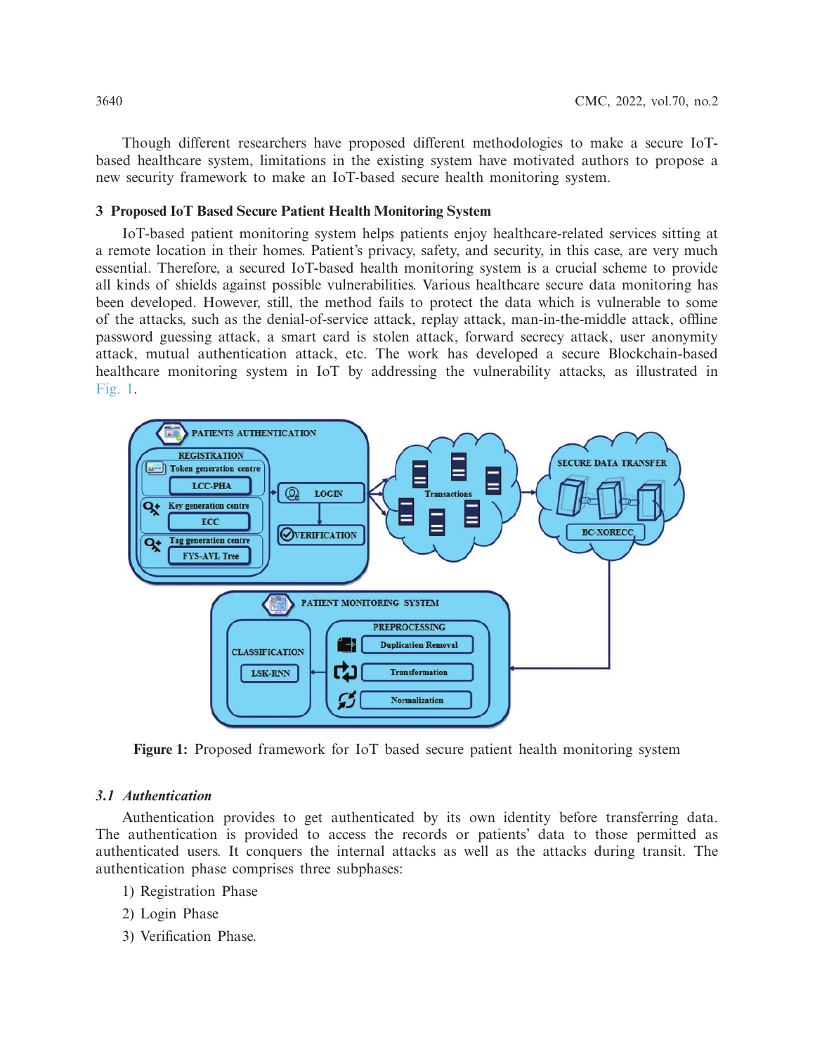Though different researchers have proposed different methodologies to make a secure IoT-based healthcare system, limitations in the existing system have motivated authors to propose a new security framework to make an IoT-based secure health monitoring system.

## 3 Proposed IoT Based Secure Patient Health Monitoring System

IoT-based patient monitoring system helps patients enjoy healthcare-related services sitting at a remote location in their homes. Patient's privacy, safety, and security, in this case, are very much essential. Therefore, a secured IoT-based health monitoring system is a crucial scheme to provide all kinds of shields against possible vulnerabilities. Various healthcare secure data monitoring has been developed. However, still, the method fails to protect the data which is vulnerable to some of the attacks, such as the denial-of-service attack, replay attack, man-in-the-middle attack, offline password guessing attack, a smart card is stolen attack, forward secrecy attack, user anonymity attack, mutual authentication attack, etc. The work has developed a secure Blockchain-based healthcare monitoring system in IoT by addressing the vulnerability attacks, as illustrated in Fig. 1.

**Figure 1:** Proposed framework for IoT based secure patient health monitoring system

### *3.1 Authentication*

Authentication provides to get authenticated by its own identity before transferring data. The authentication is provided to access the records or patients' data to those permitted as authenticated users. It conquers the internal attacks as well as the attacks during transit. The authentication phase comprises three subphases:

1) Registration Phase
2) Login Phase
3) Verification Phase.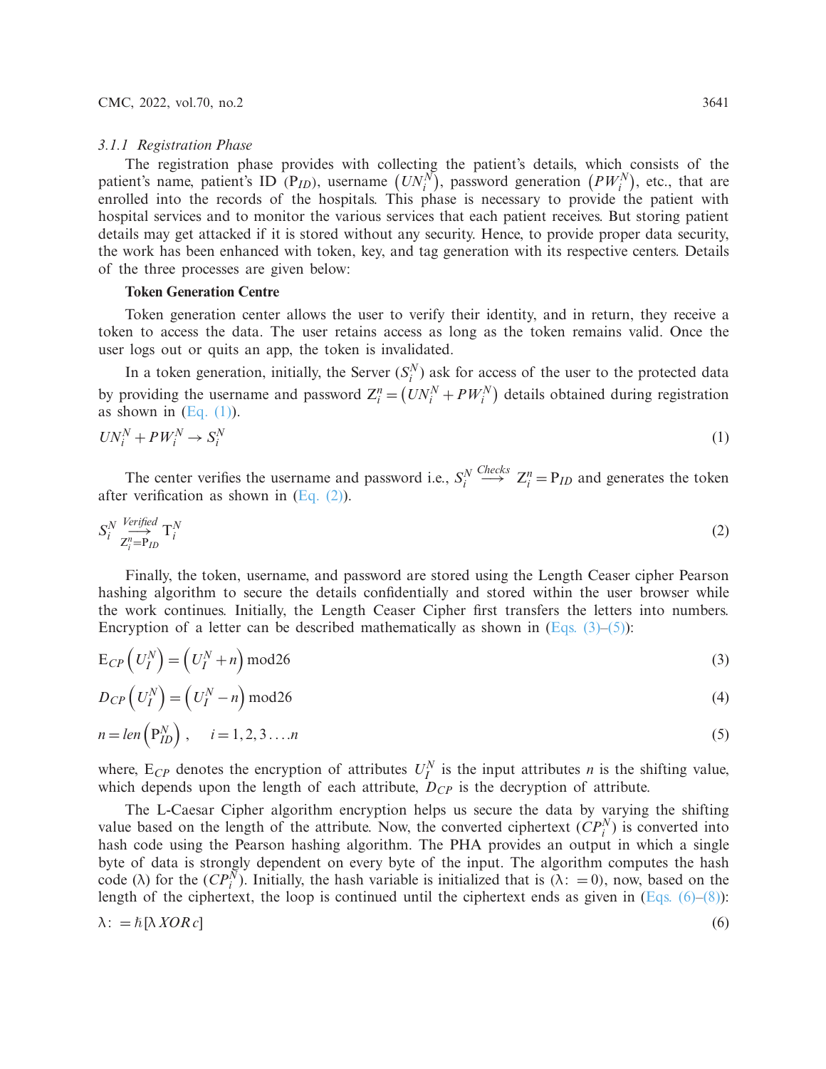#### 3.1.1 Registration Phase

The registration phase provides with collecting the patient's details, which consists of the patient's name, patient's ID ($P_{ID}$), username $\left(UN_i^N\right)$, password generation $\left(PW_i^N\right)$, etc., that are enrolled into the records of the hospitals. This phase is necessary to provide the patient with hospital services and to monitor the various services that each patient receives. But storing patient details may get attacked if it is stored without any security. Hence, to provide proper data security, the work has been enhanced with token, key, and tag generation with its respective centers. Details of the three processes are given below:

**Token Generation Centre**

Token generation center allows the user to verify their identity, and in return, they receive a token to access the data. The user retains access as long as the token remains valid. Once the user logs out or quits an app, the token is invalidated.

In a token generation, initially, the Server ($S_i^N$) ask for access of the user to the protected data by providing the username and password $Z_i^n = \left(UN_i^N + PW_i^N\right)$ details obtained during registration as shown in (Eq. (1)).

$$UN_i^N + PW_i^N \rightarrow S_i^N \tag{1}$$

The center verifies the username and password i.e., $S_i^N \overset{Checks}{\longrightarrow} Z_i^n = P_{ID}$ and generates the token after verification as shown in (Eq. (2)).

$$S_i^N \underset{Z_i^n = P_{ID}}{\overset{Verified}{\longrightarrow}} T_i^N \tag{2}$$

Finally, the token, username, and password are stored using the Length Ceaser cipher Pearson hashing algorithm to secure the details confidentially and stored within the user browser while the work continues. Initially, the Length Ceaser Cipher first transfers the letters into numbers. Encryption of a letter can be described mathematically as shown in (Eqs. (3)–(5)):

$$E_{CP}\left(U_I^N\right) = \left(U_I^N + n\right) \bmod 26 \tag{3}$$

$$D_{CP}\left(U_I^N\right) = \left(U_I^N - n\right) \bmod 26 \tag{4}$$

$$n = len\left(P_{ID}^N\right), \quad i = 1, 2, 3 \ldots .n \tag{5}$$

where, $E_{CP}$ denotes the encryption of attributes $U_I^N$ is the input attributes $n$ is the shifting value, which depends upon the length of each attribute, $D_{CP}$ is the decryption of attribute.

The L-Caesar Cipher algorithm encryption helps us secure the data by varying the shifting value based on the length of the attribute. Now, the converted ciphertext ($CP_i^N$) is converted into hash code using the Pearson hashing algorithm. The PHA provides an output in which a single byte of data is strongly dependent on every byte of the input. The algorithm computes the hash code ($\lambda$) for the ($CP_i^N$). Initially, the hash variable is initialized that is ($\lambda := 0$), now, based on the length of the ciphertext, the loop is continued until the ciphertext ends as given in (Eqs. (6)–(8)):

$$\lambda := \hbar[\lambda\, XOR\, c] \tag{6}$$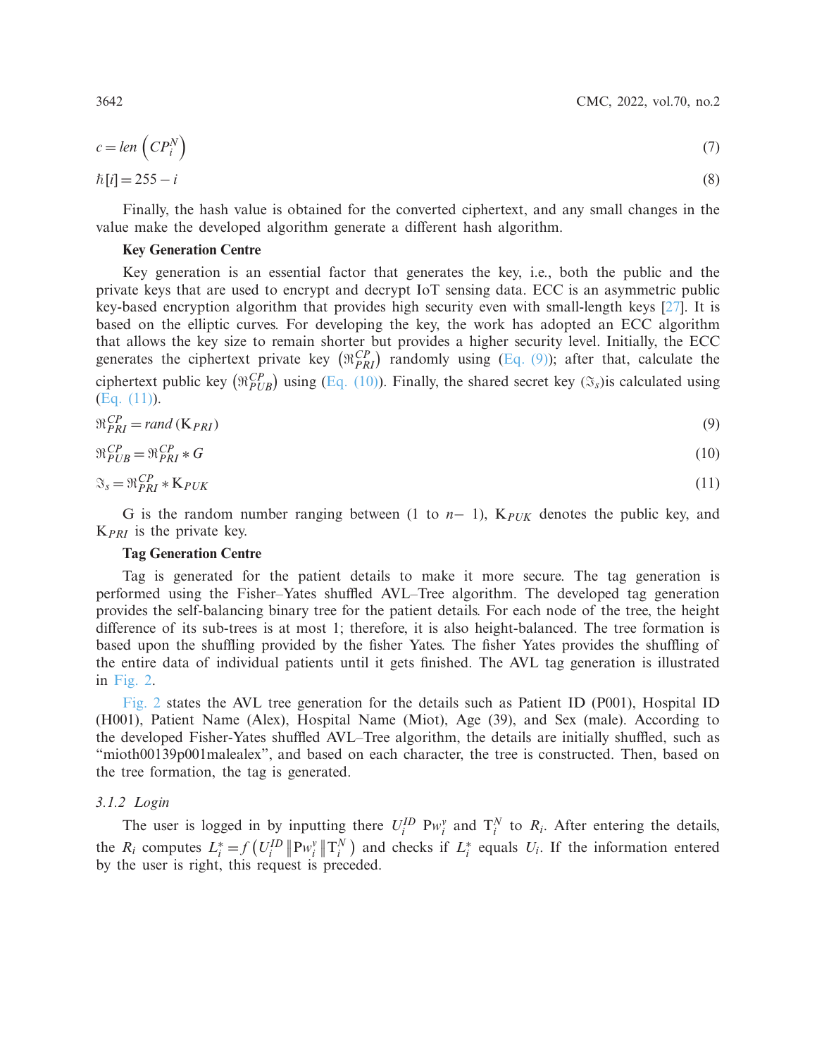$$c = len\left(CP_i^N\right) \tag{7}$$

$$\hbar[i] = 255 - i \tag{8}$$

Finally, the hash value is obtained for the converted ciphertext, and any small changes in the value make the developed algorithm generate a different hash algorithm.

**Key Generation Centre**

Key generation is an essential factor that generates the key, i.e., both the public and the private keys that are used to encrypt and decrypt IoT sensing data. ECC is an asymmetric public key-based encryption algorithm that provides high security even with small-length keys [27]. It is based on the elliptic curves. For developing the key, the work has adopted an ECC algorithm that allows the key size to remain shorter but provides a higher security level. Initially, the ECC generates the ciphertext private key $\left(\Re_{PRI}^{CP}\right)$ randomly using (Eq. (9)); after that, calculate the ciphertext public key $\left(\Re_{PUB}^{CP}\right)$ using (Eq. (10)). Finally, the shared secret key $(\Im_s)$is calculated using (Eq. (11)).

$$\Re_{PRI}^{CP} = rand\left(\mathrm{K}_{PRI}\right) \tag{9}$$

$$\Re_{PUB}^{CP} = \Re_{PRI}^{CP} * G \tag{10}$$

$$\Im_s = \Re_{PRI}^{CP} * \mathrm{K}_{PUK} \tag{11}$$

G is the random number ranging between (1 to $n-$ 1), $\mathrm{K}_{PUK}$ denotes the public key, and $\mathrm{K}_{PRI}$ is the private key.

**Tag Generation Centre**

Tag is generated for the patient details to make it more secure. The tag generation is performed using the Fisher–Yates shuffled AVL–Tree algorithm. The developed tag generation provides the self-balancing binary tree for the patient details. For each node of the tree, the height difference of its sub-trees is at most 1; therefore, it is also height-balanced. The tree formation is based upon the shuffling provided by the fisher Yates. The fisher Yates provides the shuffling of the entire data of individual patients until it gets finished. The AVL tag generation is illustrated in Fig. 2.

Fig. 2 states the AVL tree generation for the details such as Patient ID (P001), Hospital ID (H001), Patient Name (Alex), Hospital Name (Miot), Age (39), and Sex (male). According to the developed Fisher-Yates shuffled AVL–Tree algorithm, the details are initially shuffled, such as "mioth00139p001malealex", and based on each character, the tree is constructed. Then, based on the tree formation, the tag is generated.

### 3.1.2 Login

The user is logged in by inputting there $U_i^{ID}$ $\mathrm{P}w_i^y$ and $\mathrm{T}_i^N$ to $R_i$. After entering the details, the $R_i$ computes $L_i^* = f\left(U_i^{ID} \| \mathrm{P}w_i^y \| \mathrm{T}_i^N\right)$ and checks if $L_i^*$ equals $U_i$. If the information entered by the user is right, this request is preceded.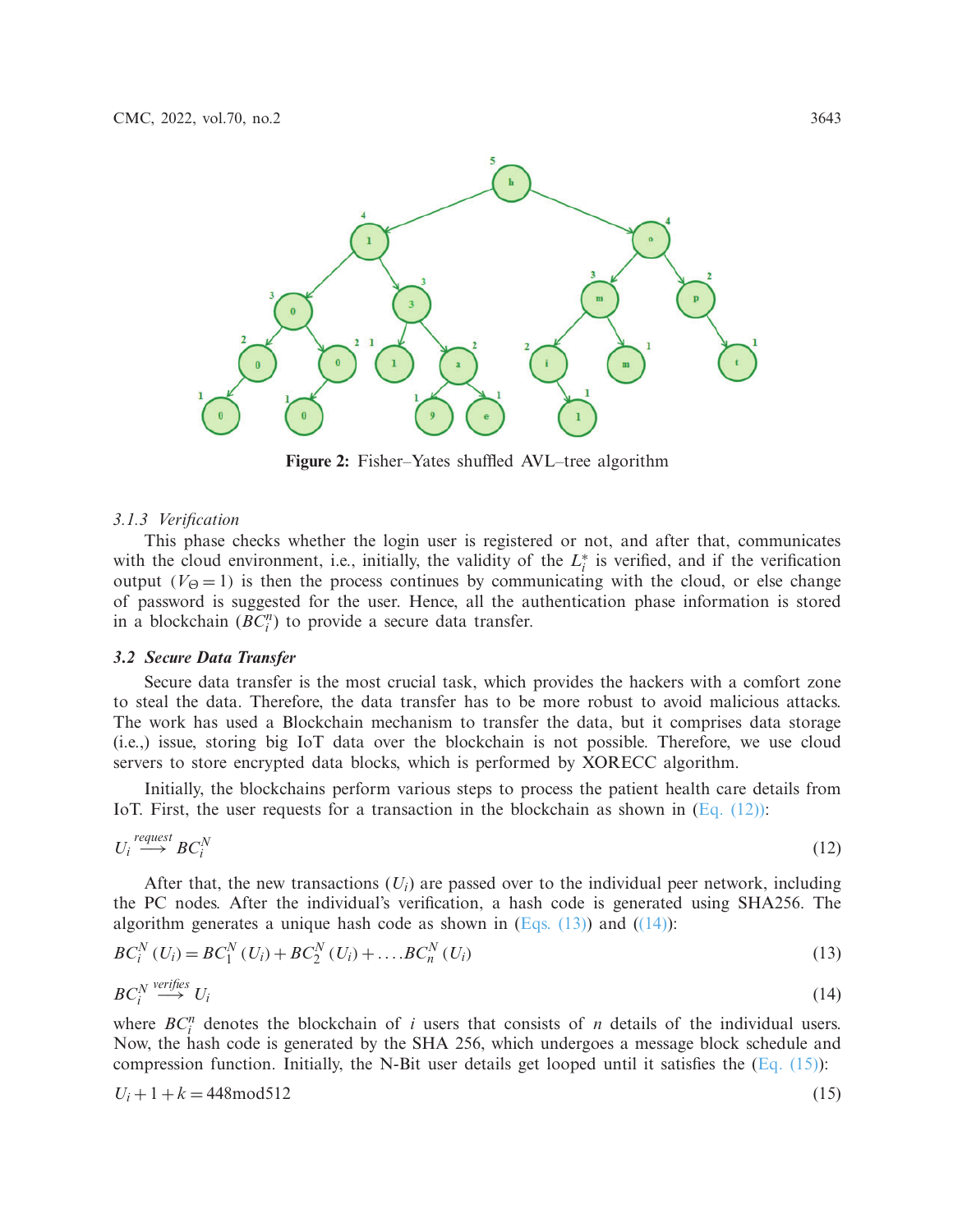Figure 2: Fisher–Yates shuffled AVL–tree algorithm

#### 3.1.3 Verification

This phase checks whether the login user is registered or not, and after that, communicates with the cloud environment, i.e., initially, the validity of the $L_i^*$ is verified, and if the verification output ($V_\Theta = 1$) is then the process continues by communicating with the cloud, or else change of password is suggested for the user. Hence, all the authentication phase information is stored in a blockchain ($BC_i^n$) to provide a secure data transfer.

### 3.2 Secure Data Transfer

Secure data transfer is the most crucial task, which provides the hackers with a comfort zone to steal the data. Therefore, the data transfer has to be more robust to avoid malicious attacks. The work has used a Blockchain mechanism to transfer the data, but it comprises data storage (i.e.,) issue, storing big IoT data over the blockchain is not possible. Therefore, we use cloud servers to store encrypted data blocks, which is performed by XORECC algorithm.

Initially, the blockchains perform various steps to process the patient health care details from IoT. First, the user requests for a transaction in the blockchain as shown in (Eq. (12)):

$$U_i \xrightarrow{request} BC_i^N \tag{12}$$

After that, the new transactions ($U_i$) are passed over to the individual peer network, including the PC nodes. After the individual's verification, a hash code is generated using SHA256. The algorithm generates a unique hash code as shown in (Eqs. (13)) and ((14)):

$$BC_i^N(U_i) = BC_1^N(U_i) + BC_2^N(U_i) + \ldots . BC_n^N(U_i) \tag{13}$$

$$BC_i^N \xrightarrow{verifies} U_i \tag{14}$$

where $BC_i^n$ denotes the blockchain of $i$ users that consists of $n$ details of the individual users. Now, the hash code is generated by the SHA 256, which undergoes a message block schedule and compression function. Initially, the N-Bit user details get looped until it satisfies the (Eq. (15)):

$$U_i + 1 + k = 448 \text{mod} 512 \tag{15}$$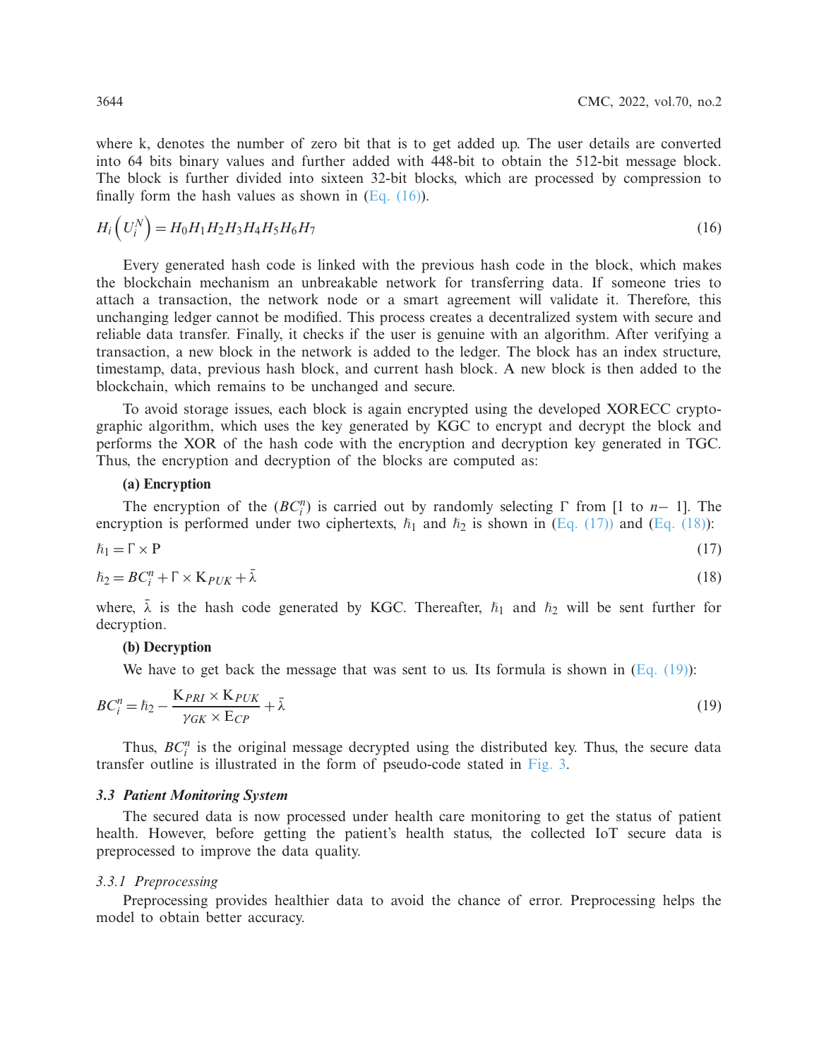where k, denotes the number of zero bit that is to get added up. The user details are converted into 64 bits binary values and further added with 448-bit to obtain the 512-bit message block. The block is further divided into sixteen 32-bit blocks, which are processed by compression to finally form the hash values as shown in (Eq. (16)).

$$H_i\left(U_i^N\right) = H_0 H_1 H_2 H_3 H_4 H_5 H_6 H_7 \tag{16}$$

Every generated hash code is linked with the previous hash code in the block, which makes the blockchain mechanism an unbreakable network for transferring data. If someone tries to attach a transaction, the network node or a smart agreement will validate it. Therefore, this unchanging ledger cannot be modified. This process creates a decentralized system with secure and reliable data transfer. Finally, it checks if the user is genuine with an algorithm. After verifying a transaction, a new block in the network is added to the ledger. The block has an index structure, timestamp, data, previous hash block, and current hash block. A new block is then added to the blockchain, which remains to be unchanged and secure.

To avoid storage issues, each block is again encrypted using the developed XORECC cryptographic algorithm, which uses the key generated by KGC to encrypt and decrypt the block and performs the XOR of the hash code with the encryption and decryption key generated in TGC. Thus, the encryption and decryption of the blocks are computed as:

**(a) Encryption**

The encryption of the ($BC_i^n$) is carried out by randomly selecting $\Gamma$ from [1 to $n-$ 1]. The encryption is performed under two ciphertexts, $\hbar_1$ and $\hbar_2$ is shown in (Eq. (17)) and (Eq. (18)):

$$\hbar_1 = \Gamma \times \mathrm{P} \tag{17}$$

$$\hbar_2 = BC_i^n + \Gamma \times \mathrm{K}_{PUK} + \bar{\lambda} \tag{18}$$

where, $\bar{\lambda}$ is the hash code generated by KGC. Thereafter, $\hbar_1$ and $\hbar_2$ will be sent further for decryption.

**(b) Decryption**

We have to get back the message that was sent to us. Its formula is shown in (Eq. (19)):

$$BC_i^n = \hbar_2 - \frac{\mathrm{K}_{PRI} \times \mathrm{K}_{PUK}}{\gamma_{GK} \times \mathrm{E}_{CP}} + \bar{\lambda} \tag{19}$$

Thus, $BC_i^n$ is the original message decrypted using the distributed key. Thus, the secure data transfer outline is illustrated in the form of pseudo-code stated in Fig. 3.

### 3.3 Patient Monitoring System

The secured data is now processed under health care monitoring to get the status of patient health. However, before getting the patient's health status, the collected IoT secure data is preprocessed to improve the data quality.

#### 3.3.1 Preprocessing

Preprocessing provides healthier data to avoid the chance of error. Preprocessing helps the model to obtain better accuracy.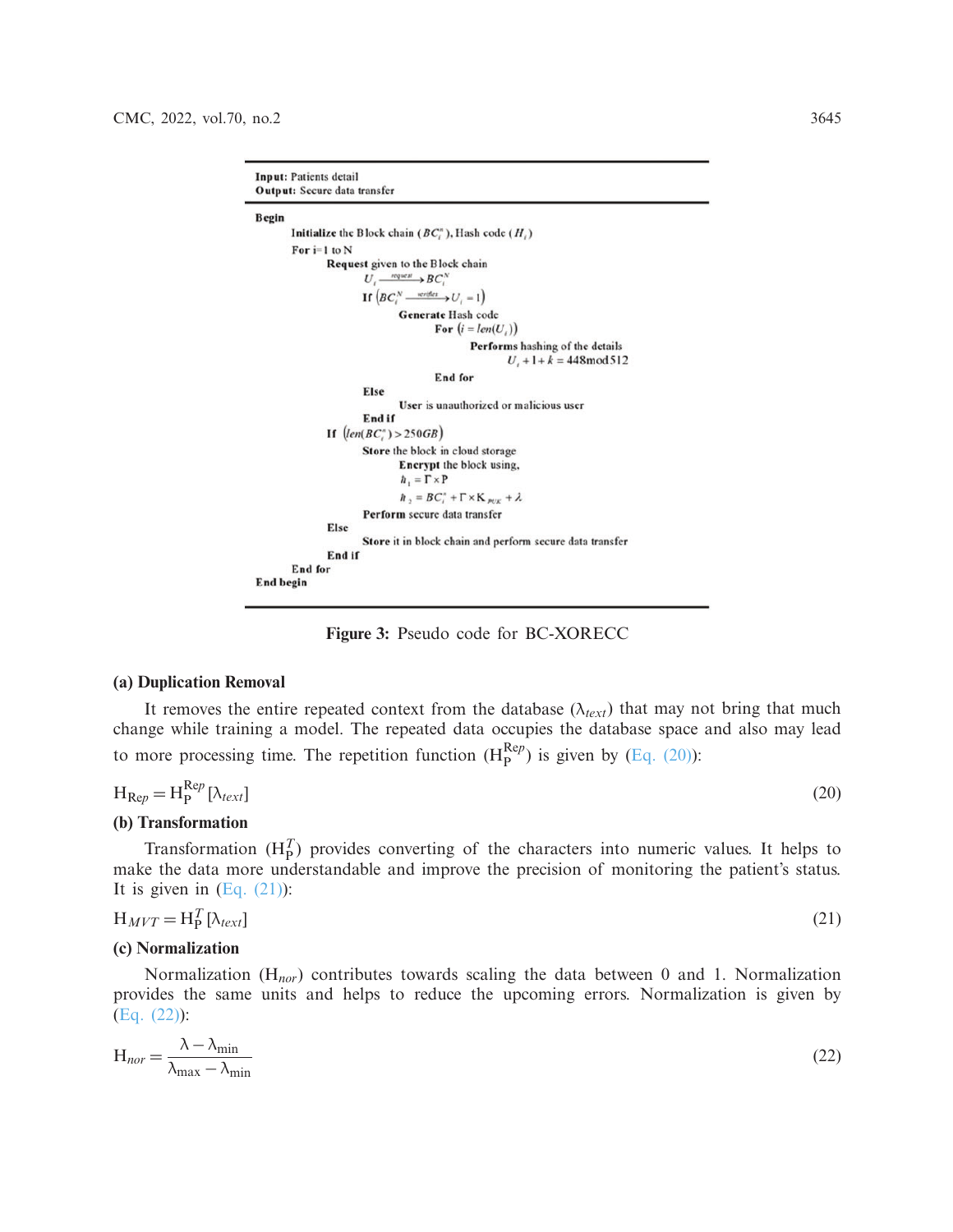```
Input: Patients detail
Output: Secure data transfer

Begin
    Initialize the Block chain (BC_i^n), Hash code (H_i)
    For i=1 to N
        Request given to the Block chain
            U_i --request--> BC_i^N
            If (BC_i^N --verifies--> U_i = 1)
                Generate Hash code
                    For (i = len(U_i))
                        Performs hashing of the details
                            U_i + 1 + k = 448mod512
                    End for
            Else
                User is unauthorized or malicious user
            End if
        If (len(BC_i^n) > 250GB)
            Store the block in cloud storage
                Encrypt the block using,
                    h_1 = Γ × P
                    h_2 = BC_i^n + Γ × K_PUK + λ
            Perform secure data transfer
        Else
            Store it in block chain and perform secure data transfer
        End if
    End for
End begin
```

**Figure 3:** Pseudo code for BC-XORECC

**(a) Duplication Removal**

It removes the entire repeated context from the database ($\lambda_{text}$) that may not bring that much change while training a model. The repeated data occupies the database space and also may lead to more processing time. The repetition function ($H_P^{Rep}$) is given by (Eq. (20)):

$$H_{Rep} = H_P^{Rep}[\lambda_{text}] \tag{20}$$

**(b) Transformation**

Transformation ($H_P^T$) provides converting of the characters into numeric values. It helps to make the data more understandable and improve the precision of monitoring the patient's status. It is given in (Eq. (21)):

$$H_{MVT} = H_P^T[\lambda_{text}] \tag{21}$$

**(c) Normalization**

Normalization ($H_{nor}$) contributes towards scaling the data between 0 and 1. Normalization provides the same units and helps to reduce the upcoming errors. Normalization is given by (Eq. (22)):

$$H_{nor} = \frac{\lambda - \lambda_{min}}{\lambda_{max} - \lambda_{min}} \tag{22}$$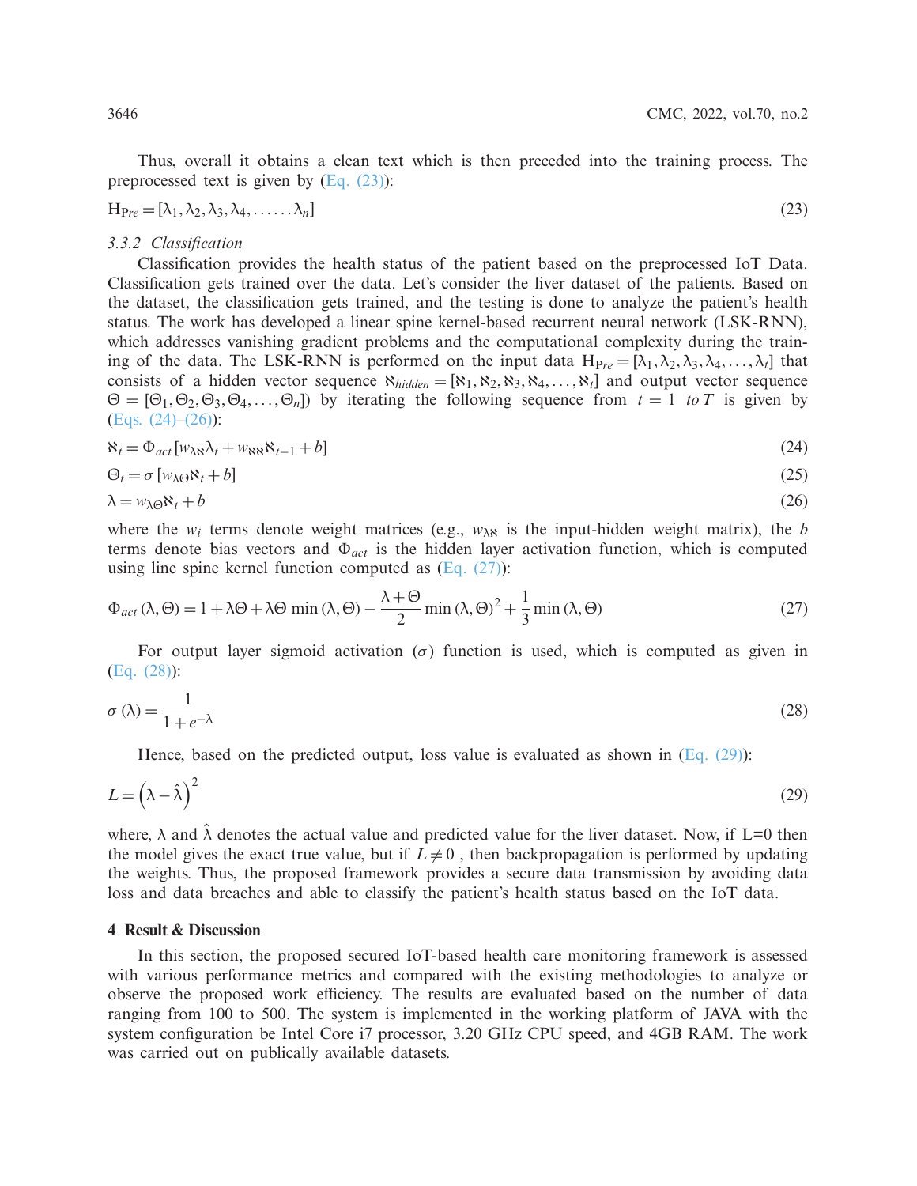Thus, overall it obtains a clean text which is then preceded into the training process. The preprocessed text is given by (Eq. (23)):

$$\mathrm{H}_{Pre} = [\lambda_1, \lambda_2, \lambda_3, \lambda_4, \ldots\ldots \lambda_n] \tag{23}$$

### 3.3.2 Classification

Classification provides the health status of the patient based on the preprocessed IoT Data. Classification gets trained over the data. Let's consider the liver dataset of the patients. Based on the dataset, the classification gets trained, and the testing is done to analyze the patient's health status. The work has developed a linear spine kernel-based recurrent neural network (LSK-RNN), which addresses vanishing gradient problems and the computational complexity during the training of the data. The LSK-RNN is performed on the input data $\mathrm{H}_{Pre} = [\lambda_1, \lambda_2, \lambda_3, \lambda_4, \ldots, \lambda_t]$ that consists of a hidden vector sequence $\aleph_{hidden} = [\aleph_1, \aleph_2, \aleph_3, \aleph_4, \ldots, \aleph_t]$ and output vector sequence $\Theta = [\Theta_1, \Theta_2, \Theta_3, \Theta_4, \ldots, \Theta_n]$) by iterating the following sequence from $t = 1$ *to* $T$ is given by (Eqs. (24)–(26)):

$$\aleph_t = \Phi_{act}\left[w_{\lambda\aleph}\lambda_t + w_{\aleph\aleph}\aleph_{t-1} + b\right] \tag{24}$$

$$\Theta_t = \sigma\left[w_{\lambda\Theta}\aleph_t + b\right] \tag{25}$$

$$\lambda = w_{\lambda\Theta}\aleph_t + b \tag{26}$$

where the $w_i$ terms denote weight matrices (e.g., $w_{\lambda\aleph}$ is the input-hidden weight matrix), the $b$ terms denote bias vectors and $\Phi_{act}$ is the hidden layer activation function, which is computed using line spine kernel function computed as (Eq. (27)):

$$\Phi_{act}(\lambda, \Theta) = 1 + \lambda\Theta + \lambda\Theta \min(\lambda, \Theta) - \frac{\lambda + \Theta}{2}\min(\lambda, \Theta)^2 + \frac{1}{3}\min(\lambda, \Theta) \tag{27}$$

For output layer sigmoid activation ($\sigma$) function is used, which is computed as given in (Eq. (28)):

$$\sigma(\lambda) = \frac{1}{1 + e^{-\lambda}} \tag{28}$$

Hence, based on the predicted output, loss value is evaluated as shown in (Eq. (29)):

$$L = \left(\lambda - \hat{\lambda}\right)^2 \tag{29}$$

where, $\lambda$ and $\hat{\lambda}$ denotes the actual value and predicted value for the liver dataset. Now, if L=0 then the model gives the exact true value, but if $L \neq 0$ , then backpropagation is performed by updating the weights. Thus, the proposed framework provides a secure data transmission by avoiding data loss and data breaches and able to classify the patient's health status based on the IoT data.

## 4 Result & Discussion

In this section, the proposed secured IoT-based health care monitoring framework is assessed with various performance metrics and compared with the existing methodologies to analyze or observe the proposed work efficiency. The results are evaluated based on the number of data ranging from 100 to 500. The system is implemented in the working platform of JAVA with the system configuration be Intel Core i7 processor, 3.20 GHz CPU speed, and 4GB RAM. The work was carried out on publically available datasets.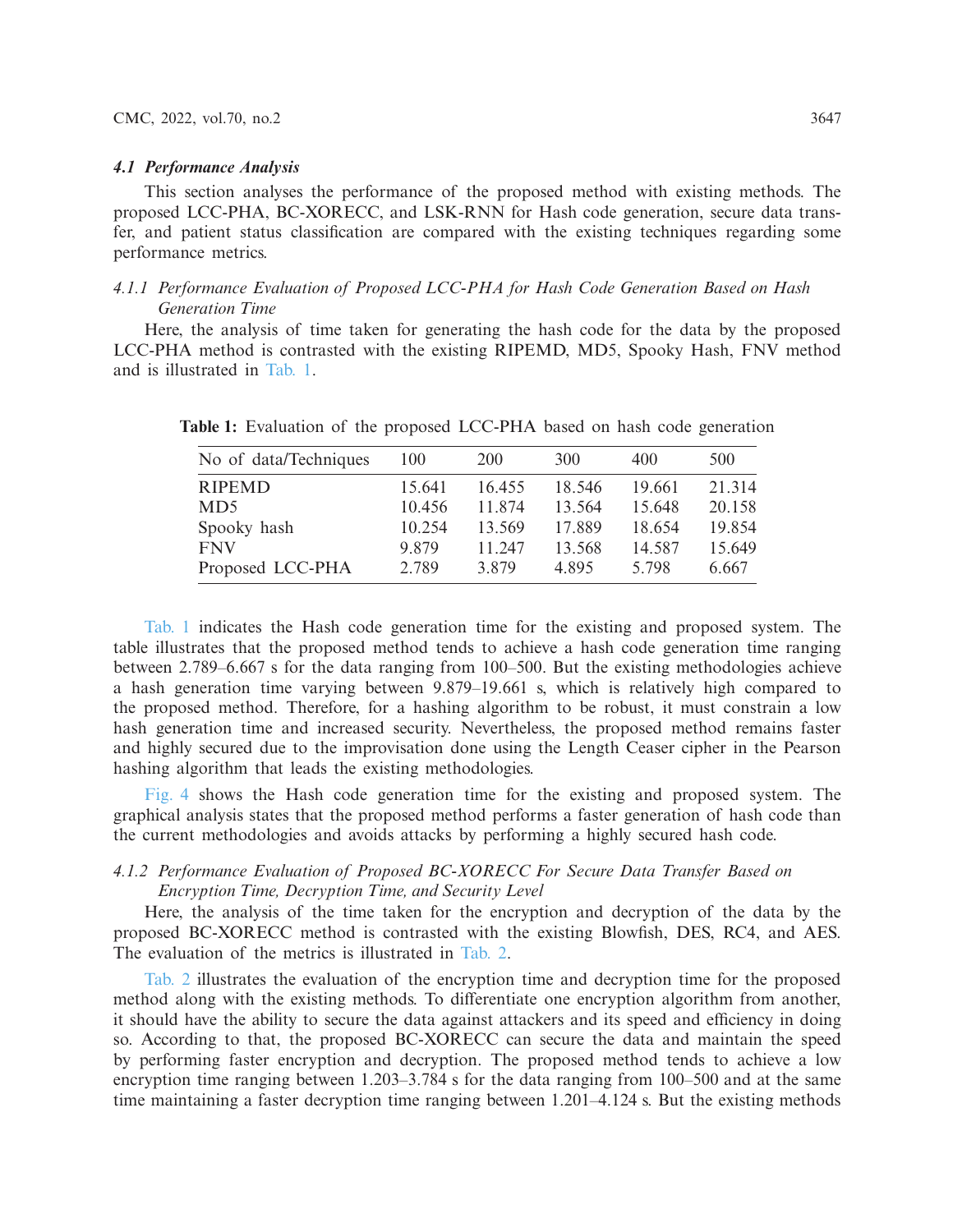### 4.1 Performance Analysis

This section analyses the performance of the proposed method with existing methods. The proposed LCC-PHA, BC-XORECC, and LSK-RNN for Hash code generation, secure data transfer, and patient status classification are compared with the existing techniques regarding some performance metrics.

#### 4.1.1 Performance Evaluation of Proposed LCC-PHA for Hash Code Generation Based on Hash Generation Time

Here, the analysis of time taken for generating the hash code for the data by the proposed LCC-PHA method is contrasted with the existing RIPEMD, MD5, Spooky Hash, FNV method and is illustrated in Tab. 1.

**Table 1:** Evaluation of the proposed LCC-PHA based on hash code generation

| No of data/Techniques | 100 | 200 | 300 | 400 | 500 |
|---|---|---|---|---|---|
| RIPEMD | 15.641 | 16.455 | 18.546 | 19.661 | 21.314 |
| MD5 | 10.456 | 11.874 | 13.564 | 15.648 | 20.158 |
| Spooky hash | 10.254 | 13.569 | 17.889 | 18.654 | 19.854 |
| FNV | 9.879 | 11.247 | 13.568 | 14.587 | 15.649 |
| Proposed LCC-PHA | 2.789 | 3.879 | 4.895 | 5.798 | 6.667 |

Tab. 1 indicates the Hash code generation time for the existing and proposed system. The table illustrates that the proposed method tends to achieve a hash code generation time ranging between 2.789–6.667 s for the data ranging from 100–500. But the existing methodologies achieve a hash generation time varying between 9.879–19.661 s, which is relatively high compared to the proposed method. Therefore, for a hashing algorithm to be robust, it must constrain a low hash generation time and increased security. Nevertheless, the proposed method remains faster and highly secured due to the improvisation done using the Length Ceaser cipher in the Pearson hashing algorithm that leads the existing methodologies.

Fig. 4 shows the Hash code generation time for the existing and proposed system. The graphical analysis states that the proposed method performs a faster generation of hash code than the current methodologies and avoids attacks by performing a highly secured hash code.

#### 4.1.2 Performance Evaluation of Proposed BC-XORECC For Secure Data Transfer Based on Encryption Time, Decryption Time, and Security Level

Here, the analysis of the time taken for the encryption and decryption of the data by the proposed BC-XORECC method is contrasted with the existing Blowfish, DES, RC4, and AES. The evaluation of the metrics is illustrated in Tab. 2.

Tab. 2 illustrates the evaluation of the encryption time and decryption time for the proposed method along with the existing methods. To differentiate one encryption algorithm from another, it should have the ability to secure the data against attackers and its speed and efficiency in doing so. According to that, the proposed BC-XORECC can secure the data and maintain the speed by performing faster encryption and decryption. The proposed method tends to achieve a low encryption time ranging between 1.203–3.784 s for the data ranging from 100–500 and at the same time maintaining a faster decryption time ranging between 1.201–4.124 s. But the existing methods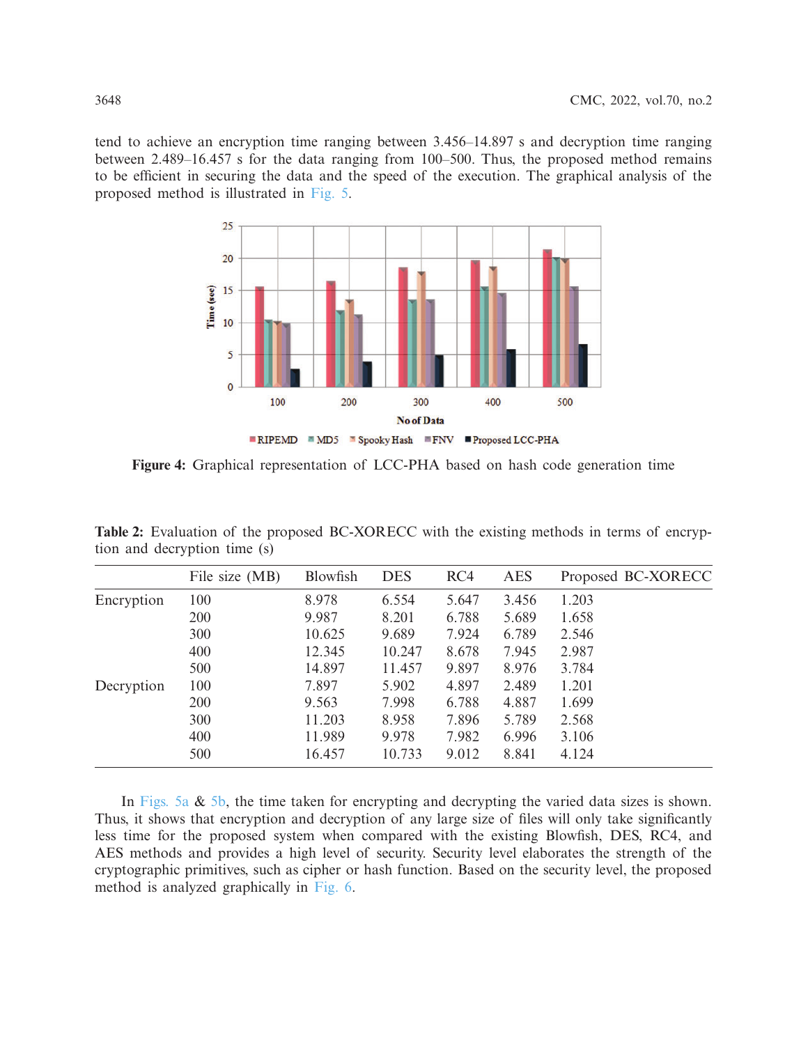tend to achieve an encryption time ranging between 3.456–14.897 s and decryption time ranging between 2.489–16.457 s for the data ranging from 100–500. Thus, the proposed method remains to be efficient in securing the data and the speed of the execution. The graphical analysis of the proposed method is illustrated in Fig. 5.

**Figure 4:** Graphical representation of LCC-PHA based on hash code generation time

**Table 2:** Evaluation of the proposed BC-XORECC with the existing methods in terms of encryption and decryption time (s)

| | File size (MB) | Blowfish | DES | RC4 | AES | Proposed BC-XORECC |
|---|---|---|---|---|---|---|
| Encryption | 100 | 8.978 | 6.554 | 5.647 | 3.456 | 1.203 |
| | 200 | 9.987 | 8.201 | 6.788 | 5.689 | 1.658 |
| | 300 | 10.625 | 9.689 | 7.924 | 6.789 | 2.546 |
| | 400 | 12.345 | 10.247 | 8.678 | 7.945 | 2.987 |
| | 500 | 14.897 | 11.457 | 9.897 | 8.976 | 3.784 |
| Decryption | 100 | 7.897 | 5.902 | 4.897 | 2.489 | 1.201 |
| | 200 | 9.563 | 7.998 | 6.788 | 4.887 | 1.699 |
| | 300 | 11.203 | 8.958 | 7.896 | 5.789 | 2.568 |
| | 400 | 11.989 | 9.978 | 7.982 | 6.996 | 3.106 |
| | 500 | 16.457 | 10.733 | 9.012 | 8.841 | 4.124 |

In Figs. 5a & 5b, the time taken for encrypting and decrypting the varied data sizes is shown. Thus, it shows that encryption and decryption of any large size of files will only take significantly less time for the proposed system when compared with the existing Blowfish, DES, RC4, and AES methods and provides a high level of security. Security level elaborates the strength of the cryptographic primitives, such as cipher or hash function. Based on the security level, the proposed method is analyzed graphically in Fig. 6.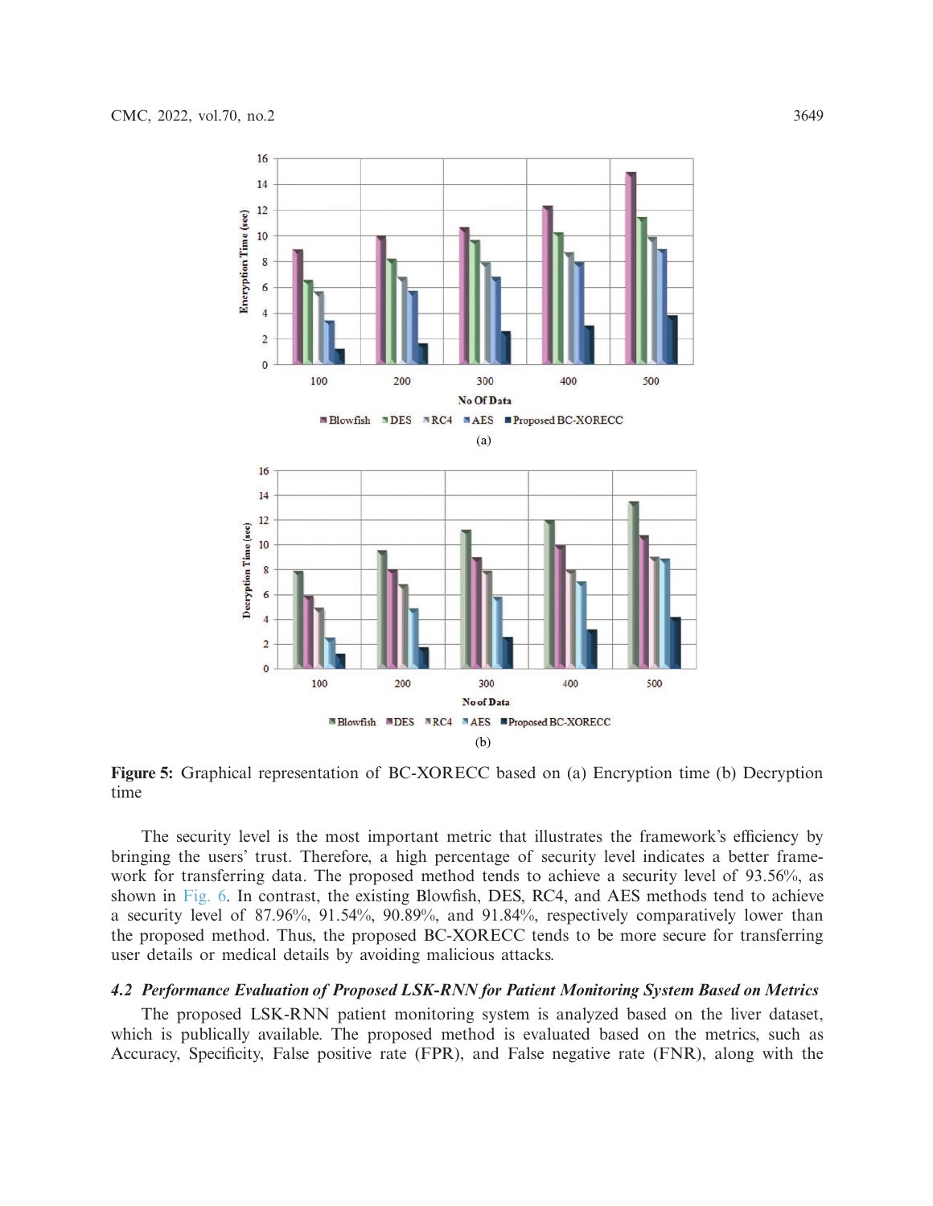**Figure 5:** Graphical representation of BC-XORECC based on (a) Encryption time (b) Decryption time

The security level is the most important metric that illustrates the framework's efficiency by bringing the users' trust. Therefore, a high percentage of security level indicates a better framework for transferring data. The proposed method tends to achieve a security level of 93.56%, as shown in Fig. 6. In contrast, the existing Blowfish, DES, RC4, and AES methods tend to achieve a security level of 87.96%, 91.54%, 90.89%, and 91.84%, respectively comparatively lower than the proposed method. Thus, the proposed BC-XORECC tends to be more secure for transferring user details or medical details by avoiding malicious attacks.

### *4.2 Performance Evaluation of Proposed LSK-RNN for Patient Monitoring System Based on Metrics*

The proposed LSK-RNN patient monitoring system is analyzed based on the liver dataset, which is publically available. The proposed method is evaluated based on the metrics, such as Accuracy, Specificity, False positive rate (FPR), and False negative rate (FNR), along with the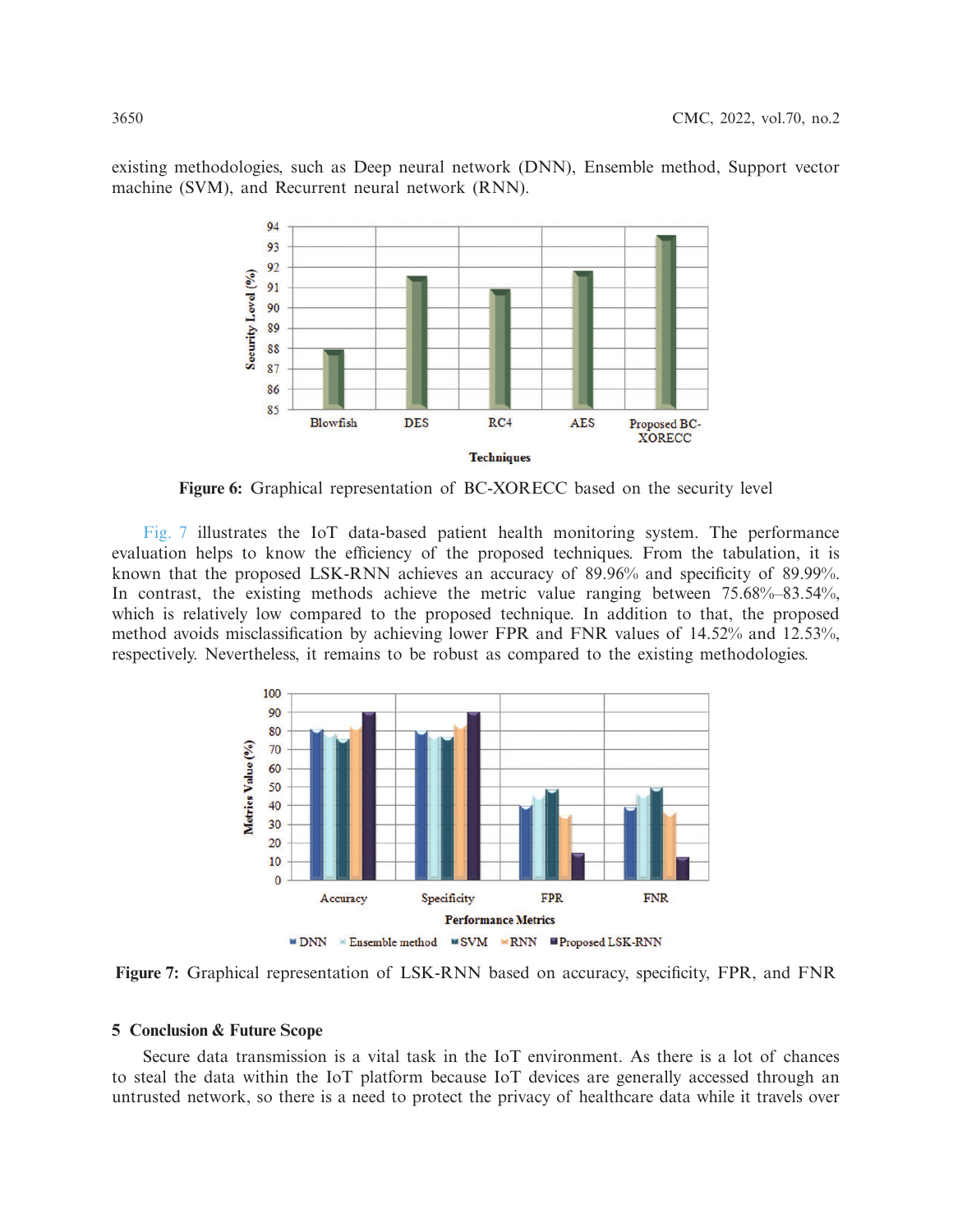existing methodologies, such as Deep neural network (DNN), Ensemble method, Support vector machine (SVM), and Recurrent neural network (RNN).

**Figure 6:** Graphical representation of BC-XORECC based on the security level

Fig. 7 illustrates the IoT data-based patient health monitoring system. The performance evaluation helps to know the efficiency of the proposed techniques. From the tabulation, it is known that the proposed LSK-RNN achieves an accuracy of 89.96% and specificity of 89.99%. In contrast, the existing methods achieve the metric value ranging between 75.68%–83.54%, which is relatively low compared to the proposed technique. In addition to that, the proposed method avoids misclassification by achieving lower FPR and FNR values of 14.52% and 12.53%, respectively. Nevertheless, it remains to be robust as compared to the existing methodologies.

**Figure 7:** Graphical representation of LSK-RNN based on accuracy, specificity, FPR, and FNR

## 5 Conclusion & Future Scope

Secure data transmission is a vital task in the IoT environment. As there is a lot of chances to steal the data within the IoT platform because IoT devices are generally accessed through an untrusted network, so there is a need to protect the privacy of healthcare data while it travels over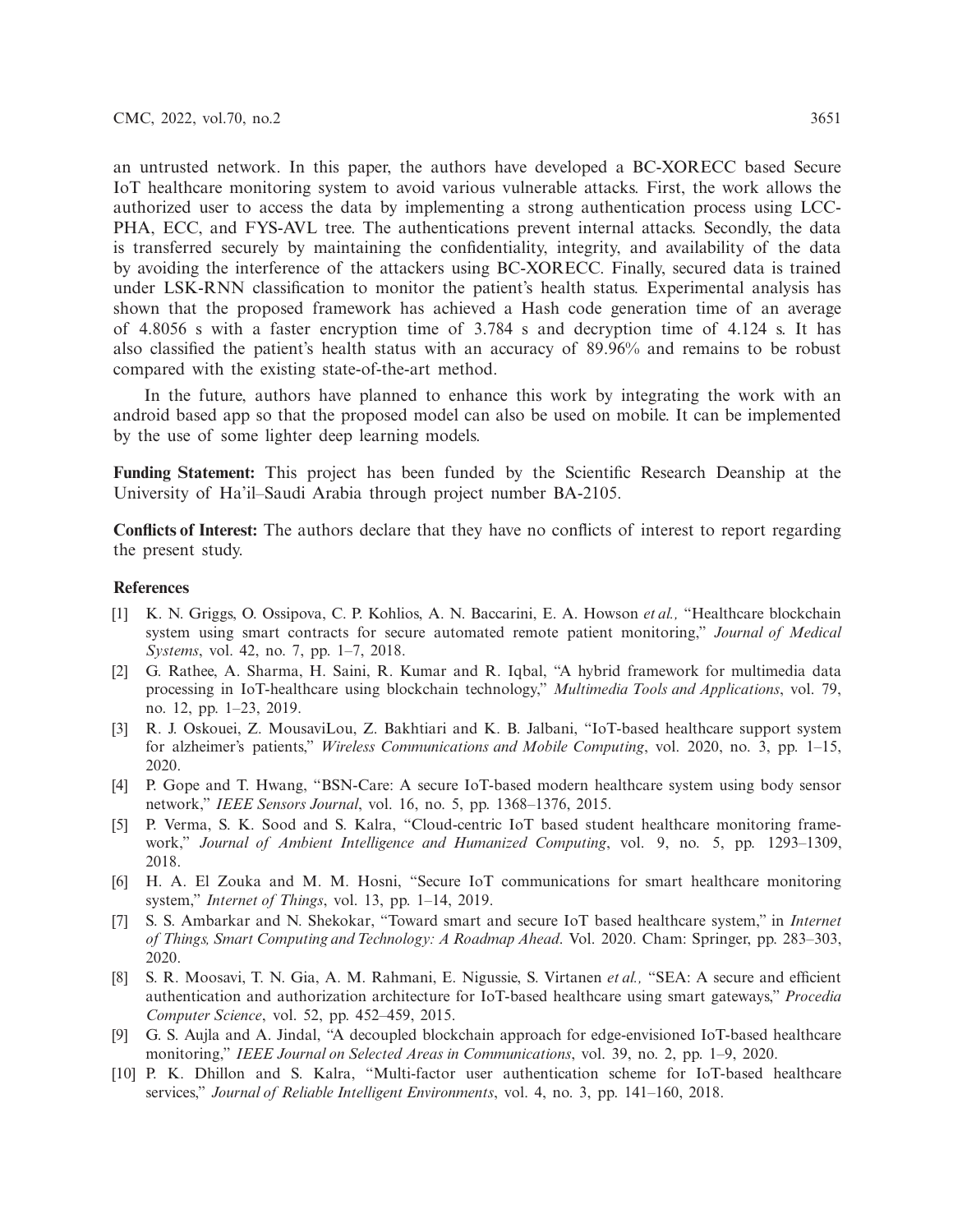an untrusted network. In this paper, the authors have developed a BC-XORECC based Secure IoT healthcare monitoring system to avoid various vulnerable attacks. First, the work allows the authorized user to access the data by implementing a strong authentication process using LCC-PHA, ECC, and FYS-AVL tree. The authentications prevent internal attacks. Secondly, the data is transferred securely by maintaining the confidentiality, integrity, and availability of the data by avoiding the interference of the attackers using BC-XORECC. Finally, secured data is trained under LSK-RNN classification to monitor the patient's health status. Experimental analysis has shown that the proposed framework has achieved a Hash code generation time of an average of 4.8056 s with a faster encryption time of 3.784 s and decryption time of 4.124 s. It has also classified the patient's health status with an accuracy of 89.96% and remains to be robust compared with the existing state-of-the-art method.

In the future, authors have planned to enhance this work by integrating the work with an android based app so that the proposed model can also be used on mobile. It can be implemented by the use of some lighter deep learning models.

**Funding Statement:** This project has been funded by the Scientific Research Deanship at the University of Ha'il–Saudi Arabia through project number BA-2105.

**Conflicts of Interest:** The authors declare that they have no conflicts of interest to report regarding the present study.

## References

[1] K. N. Griggs, O. Ossipova, C. P. Kohlios, A. N. Baccarini, E. A. Howson *et al.,* "Healthcare blockchain system using smart contracts for secure automated remote patient monitoring," *Journal of Medical Systems*, vol. 42, no. 7, pp. 1–7, 2018.

[2] G. Rathee, A. Sharma, H. Saini, R. Kumar and R. Iqbal, "A hybrid framework for multimedia data processing in IoT-healthcare using blockchain technology," *Multimedia Tools and Applications*, vol. 79, no. 12, pp. 1–23, 2019.

[3] R. J. Oskouei, Z. MousaviLou, Z. Bakhtiari and K. B. Jalbani, "IoT-based healthcare support system for alzheimer's patients," *Wireless Communications and Mobile Computing*, vol. 2020, no. 3, pp. 1–15, 2020.

[4] P. Gope and T. Hwang, "BSN-Care: A secure IoT-based modern healthcare system using body sensor network," *IEEE Sensors Journal*, vol. 16, no. 5, pp. 1368–1376, 2015.

[5] P. Verma, S. K. Sood and S. Kalra, "Cloud-centric IoT based student healthcare monitoring framework," *Journal of Ambient Intelligence and Humanized Computing*, vol. 9, no. 5, pp. 1293–1309, 2018.

[6] H. A. El Zouka and M. M. Hosni, "Secure IoT communications for smart healthcare monitoring system," *Internet of Things*, vol. 13, pp. 1–14, 2019.

[7] S. S. Ambarkar and N. Shekokar, "Toward smart and secure IoT based healthcare system," in *Internet of Things, Smart Computing and Technology: A Roadmap Ahead*. Vol. 2020. Cham: Springer, pp. 283–303, 2020.

[8] S. R. Moosavi, T. N. Gia, A. M. Rahmani, E. Nigussie, S. Virtanen *et al.,* "SEA: A secure and efficient authentication and authorization architecture for IoT-based healthcare using smart gateways," *Procedia Computer Science*, vol. 52, pp. 452–459, 2015.

[9] G. S. Aujla and A. Jindal, "A decoupled blockchain approach for edge-envisioned IoT-based healthcare monitoring," *IEEE Journal on Selected Areas in Communications*, vol. 39, no. 2, pp. 1–9, 2020.

[10] P. K. Dhillon and S. Kalra, "Multi-factor user authentication scheme for IoT-based healthcare services," *Journal of Reliable Intelligent Environments*, vol. 4, no. 3, pp. 141–160, 2018.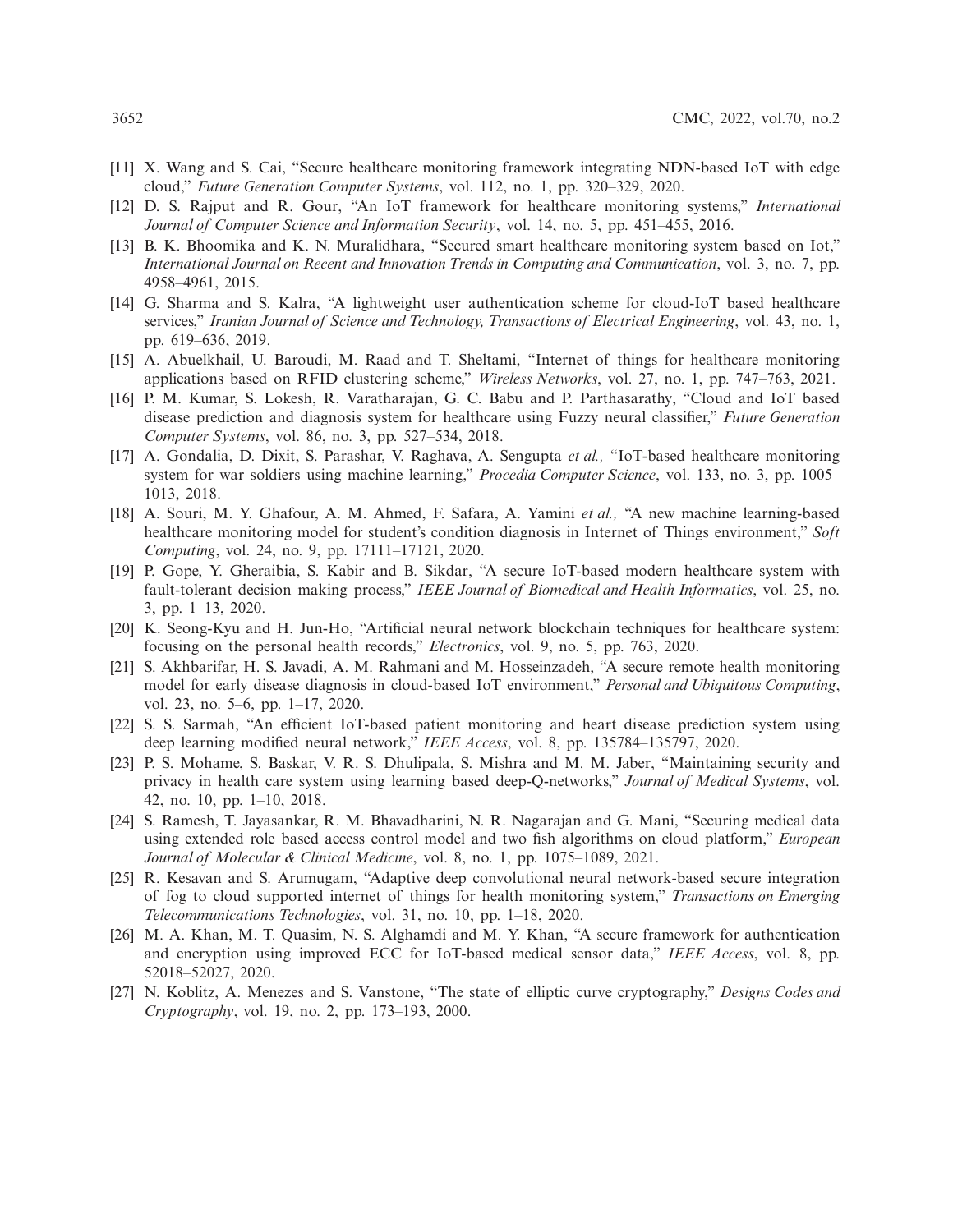[11] X. Wang and S. Cai, "Secure healthcare monitoring framework integrating NDN-based IoT with edge cloud," *Future Generation Computer Systems*, vol. 112, no. 1, pp. 320–329, 2020.

[12] D. S. Rajput and R. Gour, "An IoT framework for healthcare monitoring systems," *International Journal of Computer Science and Information Security*, vol. 14, no. 5, pp. 451–455, 2016.

[13] B. K. Bhoomika and K. N. Muralidhara, "Secured smart healthcare monitoring system based on Iot," *International Journal on Recent and Innovation Trends in Computing and Communication*, vol. 3, no. 7, pp. 4958–4961, 2015.

[14] G. Sharma and S. Kalra, "A lightweight user authentication scheme for cloud-IoT based healthcare services," *Iranian Journal of Science and Technology, Transactions of Electrical Engineering*, vol. 43, no. 1, pp. 619–636, 2019.

[15] A. Abuelkhail, U. Baroudi, M. Raad and T. Sheltami, "Internet of things for healthcare monitoring applications based on RFID clustering scheme," *Wireless Networks*, vol. 27, no. 1, pp. 747–763, 2021.

[16] P. M. Kumar, S. Lokesh, R. Varatharajan, G. C. Babu and P. Parthasarathy, "Cloud and IoT based disease prediction and diagnosis system for healthcare using Fuzzy neural classifier," *Future Generation Computer Systems*, vol. 86, no. 3, pp. 527–534, 2018.

[17] A. Gondalia, D. Dixit, S. Parashar, V. Raghava, A. Sengupta *et al.,* "IoT-based healthcare monitoring system for war soldiers using machine learning," *Procedia Computer Science*, vol. 133, no. 3, pp. 1005–1013, 2018.

[18] A. Souri, M. Y. Ghafour, A. M. Ahmed, F. Safara, A. Yamini *et al.,* "A new machine learning-based healthcare monitoring model for student's condition diagnosis in Internet of Things environment," *Soft Computing*, vol. 24, no. 9, pp. 17111–17121, 2020.

[19] P. Gope, Y. Gheraibia, S. Kabir and B. Sikdar, "A secure IoT-based modern healthcare system with fault-tolerant decision making process," *IEEE Journal of Biomedical and Health Informatics*, vol. 25, no. 3, pp. 1–13, 2020.

[20] K. Seong-Kyu and H. Jun-Ho, "Artificial neural network blockchain techniques for healthcare system: focusing on the personal health records," *Electronics*, vol. 9, no. 5, pp. 763, 2020.

[21] S. Akhbarifar, H. S. Javadi, A. M. Rahmani and M. Hosseinzadeh, "A secure remote health monitoring model for early disease diagnosis in cloud-based IoT environment," *Personal and Ubiquitous Computing*, vol. 23, no. 5–6, pp. 1–17, 2020.

[22] S. S. Sarmah, "An efficient IoT-based patient monitoring and heart disease prediction system using deep learning modified neural network," *IEEE Access*, vol. 8, pp. 135784–135797, 2020.

[23] P. S. Mohame, S. Baskar, V. R. S. Dhulipala, S. Mishra and M. M. Jaber, "Maintaining security and privacy in health care system using learning based deep-Q-networks," *Journal of Medical Systems*, vol. 42, no. 10, pp. 1–10, 2018.

[24] S. Ramesh, T. Jayasankar, R. M. Bhavadharini, N. R. Nagarajan and G. Mani, "Securing medical data using extended role based access control model and two fish algorithms on cloud platform," *European Journal of Molecular & Clinical Medicine*, vol. 8, no. 1, pp. 1075–1089, 2021.

[25] R. Kesavan and S. Arumugam, "Adaptive deep convolutional neural network-based secure integration of fog to cloud supported internet of things for health monitoring system," *Transactions on Emerging Telecommunications Technologies*, vol. 31, no. 10, pp. 1–18, 2020.

[26] M. A. Khan, M. T. Quasim, N. S. Alghamdi and M. Y. Khan, "A secure framework for authentication and encryption using improved ECC for IoT-based medical sensor data," *IEEE Access*, vol. 8, pp. 52018–52027, 2020.

[27] N. Koblitz, A. Menezes and S. Vanstone, "The state of elliptic curve cryptography," *Designs Codes and Cryptography*, vol. 19, no. 2, pp. 173–193, 2000.